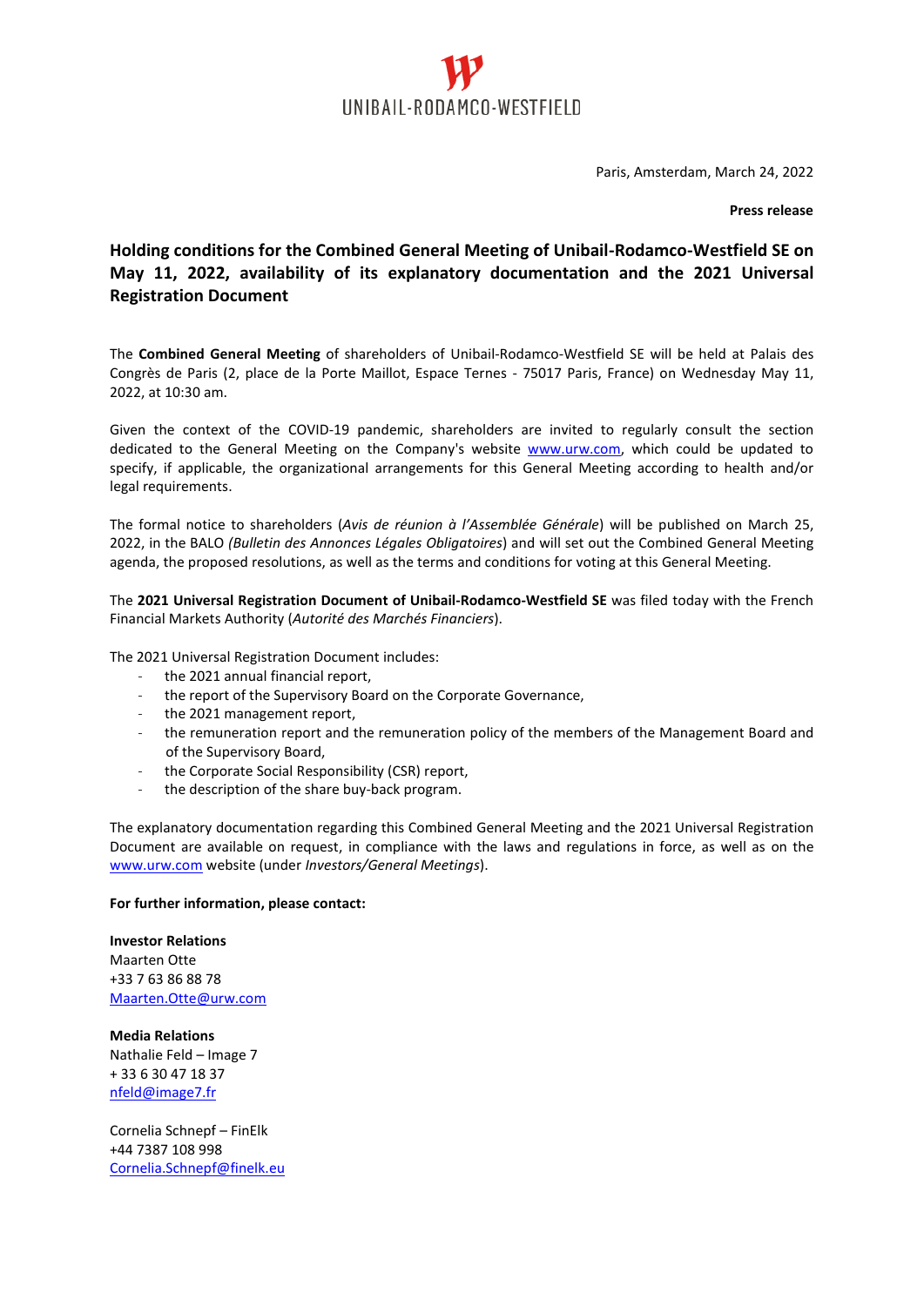UNIBAIL-RODAMCO-WESTFIELD

Paris, Amsterdam, March 24, 2022

**Press release**

# Holding conditions for the Combined General Meeting of Unibail-Rodamco-Westfield SE on May 11, 2022, availability of its explanatory documentation and the 2021 Universal Registration Document

The **Combined General Meeting** of shareholders of Unibail-Rodamco-Westfield SE will be held at Palais des Congrès de Paris (2, place de la Porte Maillot, Espace Ternes - 75017 Paris, France) on Wednesday May 11, 2022, at 10:30 am.

Given the context of the COVID-19 pandemic, shareholders are invited to regularly consult the section dedicated to the General Meeting on the Company's website www.urw.com, which could be updated to specify, if applicable, the organizational arrangements for this General Meeting according to health and/or legal requirements.

The formal notice to shareholders (*Avis de réunion à l'Assemblée Générale*) will be published on March 25, 2022, in the BALO *(Bulletin des Annonces Légales Obligatoires*) and will set out the Combined General Meeting agenda, the proposed resolutions, as well as the terms and conditions for voting at this General Meeting.

The **2021 Universal Registration Document of Unibail-Rodamco-Westfield SE** was filed today with the French Financial Markets Authority (*Autorité des Marchés Financiers*).

The 2021 Universal Registration Document includes:

- the 2021 annual financial report,
- the report of the Supervisory Board on the Corporate Governance,
- the 2021 management report,
- the remuneration report and the remuneration policy of the members of the Management Board and of the Supervisory Board,
- the Corporate Social Responsibility (CSR) report,
- the description of the share buy-back program.

The explanatory documentation regarding this Combined General Meeting and the 2021 Universal Registration Document are available on request, in compliance with the laws and regulations in force, as well as on the www.urw.com website (under *Investors/General Meetings*).

**For further information, please contact:**

**Investor Relations**
Maarten Otte
+33 7 63 86 88 78
Maarten.Otte@urw.com

**Media Relations**
Nathalie Feld – Image 7
+ 33 6 30 47 18 37
nfeld@image7.fr

Cornelia Schnepf – FinElk
+44 7387 108 998
Cornelia.Schnepf@finelk.eu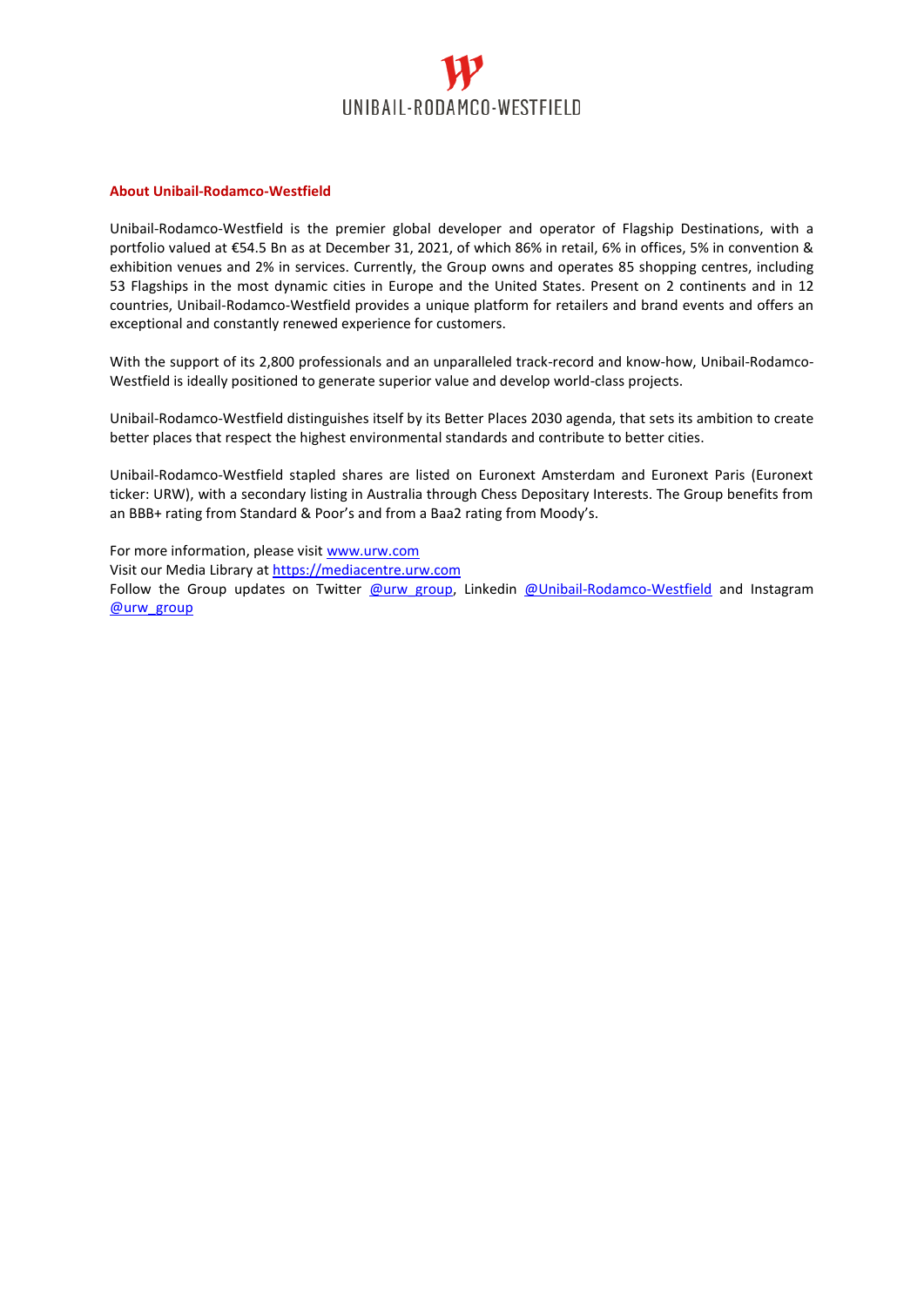UNIBAIL-RODAMCO-WESTFIELD

**About Unibail-Rodamco-Westfield**

Unibail-Rodamco-Westfield is the premier global developer and operator of Flagship Destinations, with a portfolio valued at €54.5 Bn as at December 31, 2021, of which 86% in retail, 6% in offices, 5% in convention & exhibition venues and 2% in services. Currently, the Group owns and operates 85 shopping centres, including 53 Flagships in the most dynamic cities in Europe and the United States. Present on 2 continents and in 12 countries, Unibail-Rodamco-Westfield provides a unique platform for retailers and brand events and offers an exceptional and constantly renewed experience for customers.

With the support of its 2,800 professionals and an unparalleled track-record and know-how, Unibail-Rodamco-Westfield is ideally positioned to generate superior value and develop world-class projects.

Unibail-Rodamco-Westfield distinguishes itself by its Better Places 2030 agenda, that sets its ambition to create better places that respect the highest environmental standards and contribute to better cities.

Unibail-Rodamco-Westfield stapled shares are listed on Euronext Amsterdam and Euronext Paris (Euronext ticker: URW), with a secondary listing in Australia through Chess Depositary Interests. The Group benefits from an BBB+ rating from Standard & Poor's and from a Baa2 rating from Moody's.

For more information, please visit [www.urw.com](www.urw.com)
Visit our Media Library at [https://mediacentre.urw.com](https://mediacentre.urw.com)
Follow the Group updates on Twitter @urw_group, Linkedin @Unibail-Rodamco-Westfield and Instagram @urw_group